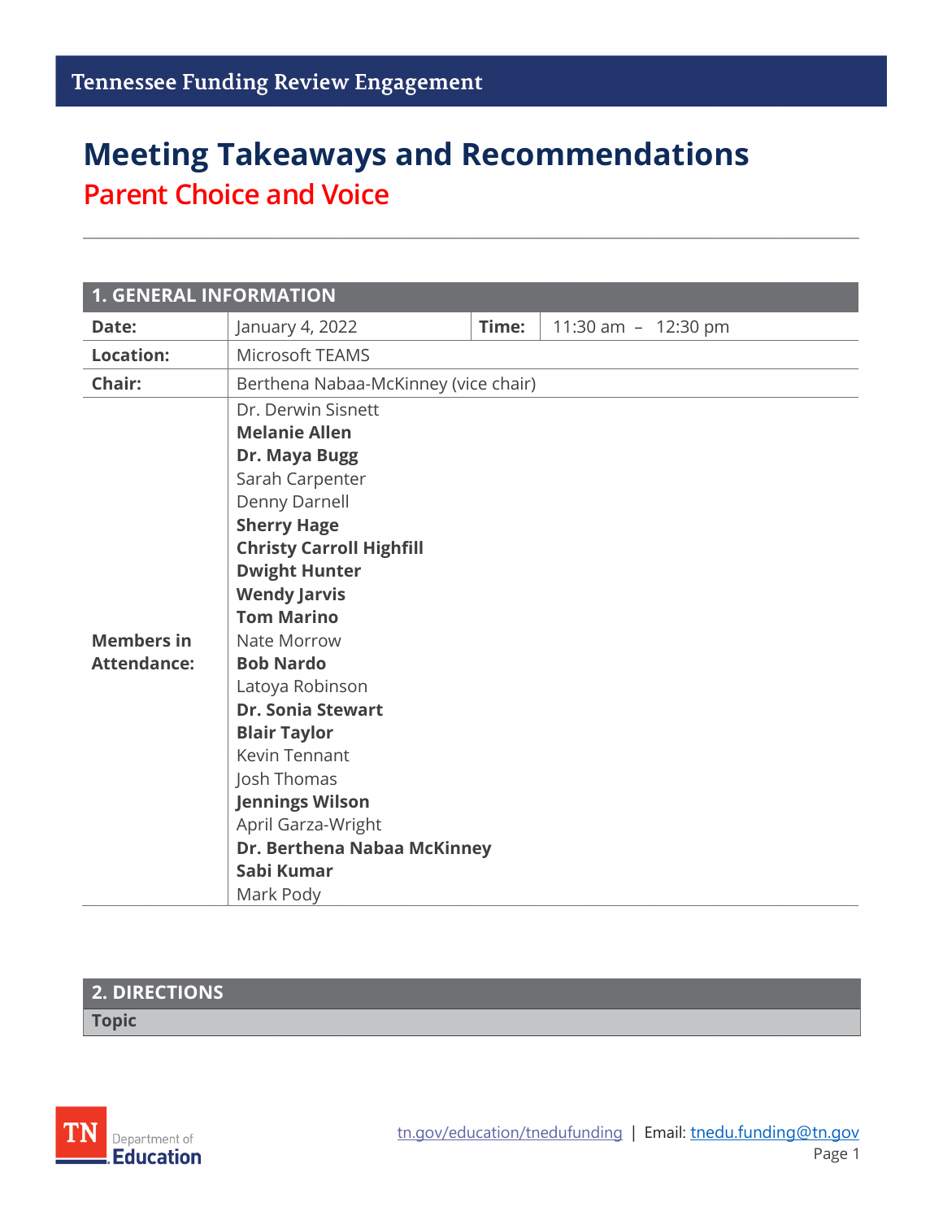Tennessee Funding Review Engagement

# Meeting Takeaways and Recommendations

## Parent Choice and Voice

| 1. GENERAL INFORMATION | | | |
|---|---|---|---|
| **Date:** | January 4, 2022 | **Time:** | 11:30 am – 12:30 pm |
| **Location:** | Microsoft TEAMS | | |
| **Chair:** | Berthena Nabaa-McKinney (vice chair) | | |
| **Members in Attendance:** | Dr. Derwin Sisnett<br>**Melanie Allen**<br>**Dr. Maya Bugg**<br>Sarah Carpenter<br>Denny Darnell<br>**Sherry Hage**<br>**Christy Carroll Highfill**<br>**Dwight Hunter**<br>**Wendy Jarvis**<br>**Tom Marino**<br>Nate Morrow<br>**Bob Nardo**<br>Latoya Robinson<br>**Dr. Sonia Stewart**<br>**Blair Taylor**<br>Kevin Tennant<br>Josh Thomas<br>**Jennings Wilson**<br>April Garza-Wright<br>**Dr. Berthena Nabaa McKinney**<br>**Sabi Kumar**<br>Mark Pody | | |

| 2. DIRECTIONS |
|---|
| **Topic** |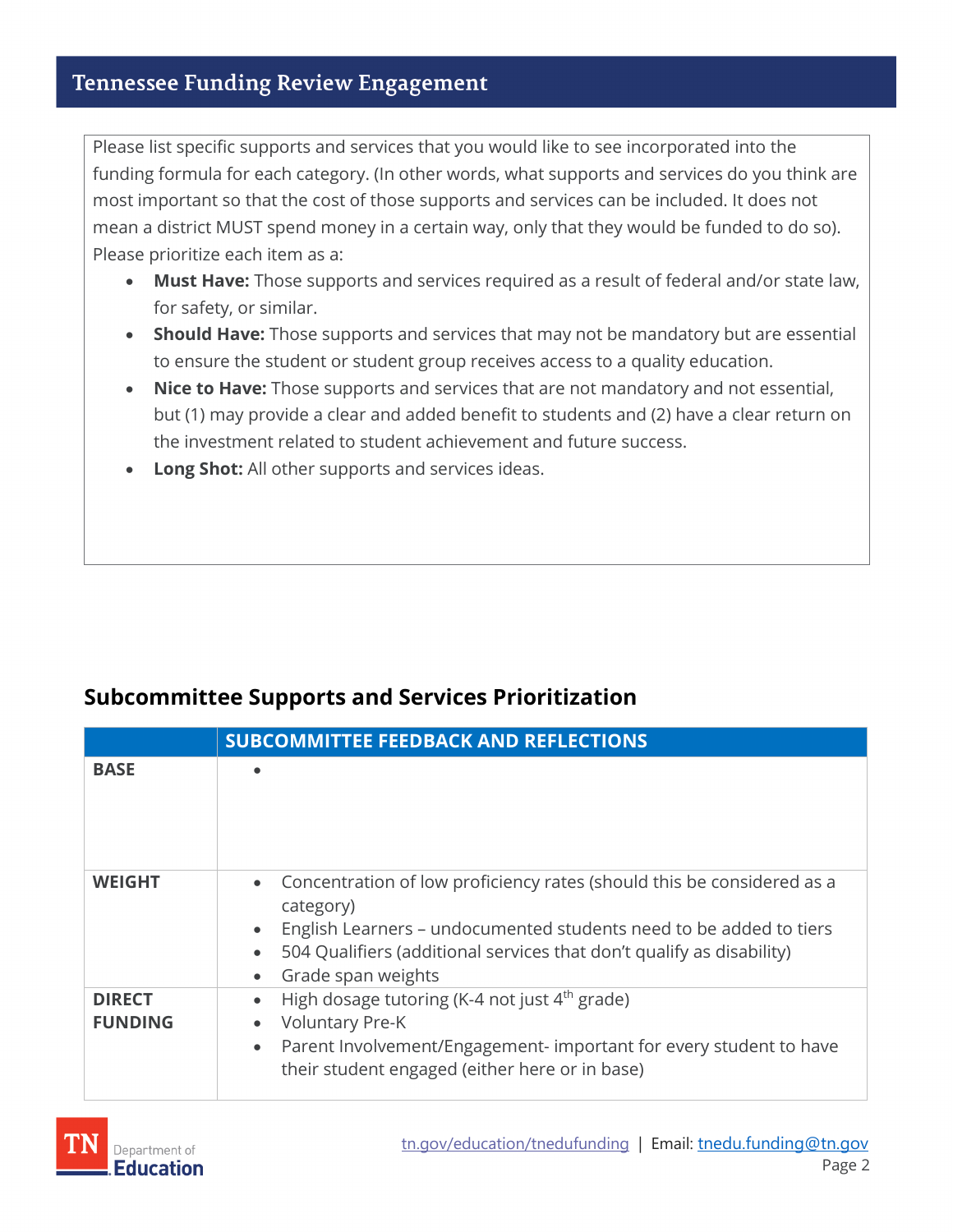Please list specific supports and services that you would like to see incorporated into the funding formula for each category. (In other words, what supports and services do you think are most important so that the cost of those supports and services can be included. It does not mean a district MUST spend money in a certain way, only that they would be funded to do so). Please prioritize each item as a:

- **Must Have:** Those supports and services required as a result of federal and/or state law, for safety, or similar.
- **Should Have:** Those supports and services that may not be mandatory but are essential to ensure the student or student group receives access to a quality education.
- **Nice to Have:** Those supports and services that are not mandatory and not essential, but (1) may provide a clear and added benefit to students and (2) have a clear return on the investment related to student achievement and future success.
- **Long Shot:** All other supports and services ideas.

## Subcommittee Supports and Services Prioritization

| | SUBCOMMITTEE FEEDBACK AND REFLECTIONS |
|---|---|
| **BASE** | • |
| **WEIGHT** | • Concentration of low proficiency rates (should this be considered as a category)<br>• English Learners – undocumented students need to be added to tiers<br>• 504 Qualifiers (additional services that don't qualify as disability)<br>• Grade span weights |
| **DIRECT FUNDING** | • High dosage tutoring (K-4 not just 4th grade)<br>• Voluntary Pre-K<br>• Parent Involvement/Engagement- important for every student to have their student engaged (either here or in base) |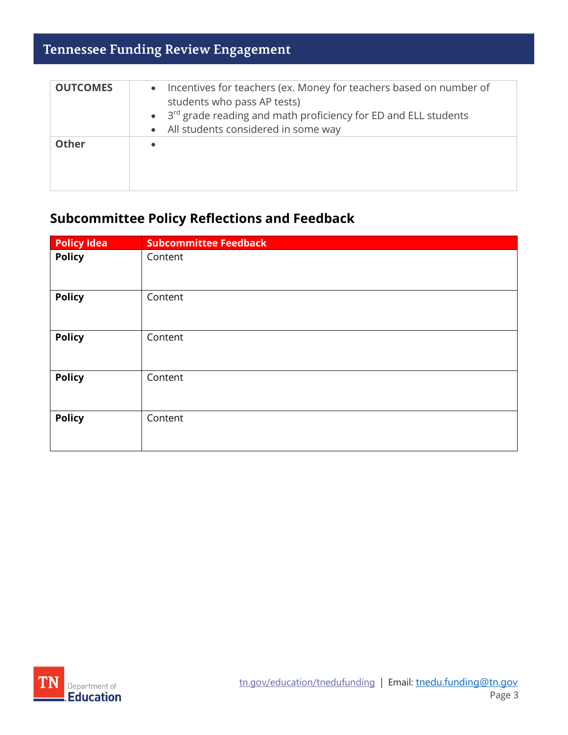| | |
|---|---|
| **OUTCOMES** | • Incentives for teachers (ex. Money for teachers based on number of students who pass AP tests)<br>• 3rd grade reading and math proficiency for ED and ELL students<br>• All students considered in some way |
| **Other** | • |

## Subcommittee Policy Reflections and Feedback

| Policy Idea | Subcommittee Feedback |
|---|---|
| **Policy** | Content |
| **Policy** | Content |
| **Policy** | Content |
| **Policy** | Content |
| **Policy** | Content |

tn.gov/education/tnedufunding | Email: tnedu.funding@tn.gov